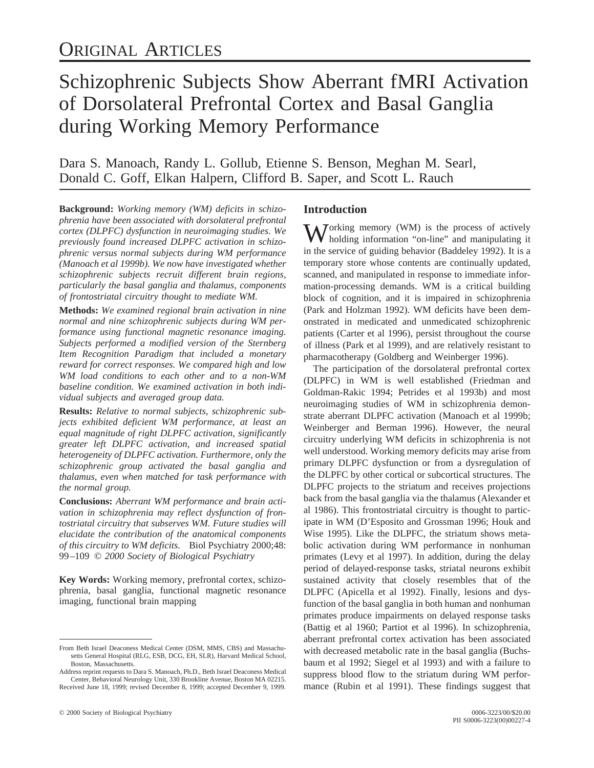# Original Articles

# Schizophrenic Subjects Show Aberrant fMRI Activation of Dorsolateral Prefrontal Cortex and Basal Ganglia during Working Memory Performance

Dara S. Manoach, Randy L. Gollub, Etienne S. Benson, Meghan M. Searl, Donald C. Goff, Elkan Halpern, Clifford B. Saper, and Scott L. Rauch

**Background:** *Working memory (WM) deficits in schizophrenia have been associated with dorsolateral prefrontal cortex (DLPFC) dysfunction in neuroimaging studies. We previously found increased DLPFC activation in schizophrenic versus normal subjects during WM performance (Manoach et al 1999b). We now have investigated whether schizophrenic subjects recruit different brain regions, particularly the basal ganglia and thalamus, components of frontostriatal circuitry thought to mediate WM.*

**Methods:** *We examined regional brain activation in nine normal and nine schizophrenic subjects during WM performance using functional magnetic resonance imaging. Subjects performed a modified version of the Sternberg Item Recognition Paradigm that included a monetary reward for correct responses. We compared high and low WM load conditions to each other and to a non-WM baseline condition. We examined activation in both individual subjects and averaged group data.*

**Results:** *Relative to normal subjects, schizophrenic subjects exhibited deficient WM performance, at least an equal magnitude of right DLPFC activation, significantly greater left DLPFC activation, and increased spatial heterogeneity of DLPFC activation. Furthermore, only the schizophrenic group activated the basal ganglia and thalamus, even when matched for task performance with the normal group.*

**Conclusions:** *Aberrant WM performance and brain activation in schizophrenia may reflect dysfunction of frontostriatal circuitry that subserves WM. Future studies will elucidate the contribution of the anatomical components of this circuitry to WM deficits.* Biol Psychiatry 2000;48: 99–109 © *2000 Society of Biological Psychiatry*

**Key Words:** Working memory, prefrontal cortex, schizophrenia, basal ganglia, functional magnetic resonance imaging, functional brain mapping

From Beth Israel Deaconess Medical Center (DSM, MMS, CBS) and Massachusetts General Hospital (RLG, ESB, DCG, EH, SLR), Harvard Medical School, Boston, Massachusetts.

Address reprint requests to Dara S. Manoach, Ph.D., Beth Israel Deaconess Medical Center, Behavioral Neurology Unit, 330 Brookline Avenue, Boston MA 02215.

Received June 18, 1999; revised December 8, 1999; accepted December 9, 1999.

## Introduction

Working memory (WM) is the process of actively holding information "on-line" and manipulating it in the service of guiding behavior (Baddeley 1992). It is a temporary store whose contents are continually updated, scanned, and manipulated in response to immediate information-processing demands. WM is a critical building block of cognition, and it is impaired in schizophrenia (Park and Holzman 1992). WM deficits have been demonstrated in medicated and unmedicated schizophrenic patients (Carter et al 1996), persist throughout the course of illness (Park et al 1999), and are relatively resistant to pharmacotherapy (Goldberg and Weinberger 1996).

The participation of the dorsolateral prefrontal cortex (DLPFC) in WM is well established (Friedman and Goldman-Rakic 1994; Petrides et al 1993b) and most neuroimaging studies of WM in schizophrenia demonstrate aberrant DLPFC activation (Manoach et al 1999b; Weinberger and Berman 1996). However, the neural circuitry underlying WM deficits in schizophrenia is not well understood. Working memory deficits may arise from primary DLPFC dysfunction or from a dysregulation of the DLPFC by other cortical or subcortical structures. The DLPFC projects to the striatum and receives projections back from the basal ganglia via the thalamus (Alexander et al 1986). This frontostriatal circuitry is thought to participate in WM (D'Esposito and Grossman 1996; Houk and Wise 1995). Like the DLPFC, the striatum shows metabolic activation during WM performance in nonhuman primates (Levy et al 1997). In addition, during the delay period of delayed-response tasks, striatal neurons exhibit sustained activity that closely resembles that of the DLPFC (Apicella et al 1992). Finally, lesions and dysfunction of the basal ganglia in both human and nonhuman primates produce impairments on delayed response tasks (Battig et al 1960; Partiot et al 1996). In schizophrenia, aberrant prefrontal cortex activation has been associated with decreased metabolic rate in the basal ganglia (Buchsbaum et al 1992; Siegel et al 1993) and with a failure to suppress blood flow to the striatum during WM performance (Rubin et al 1991). These findings suggest that

© 2000 Society of Biological Psychiatry 0006-3223/00/$20.00
PII S0006-3223(00)00227-4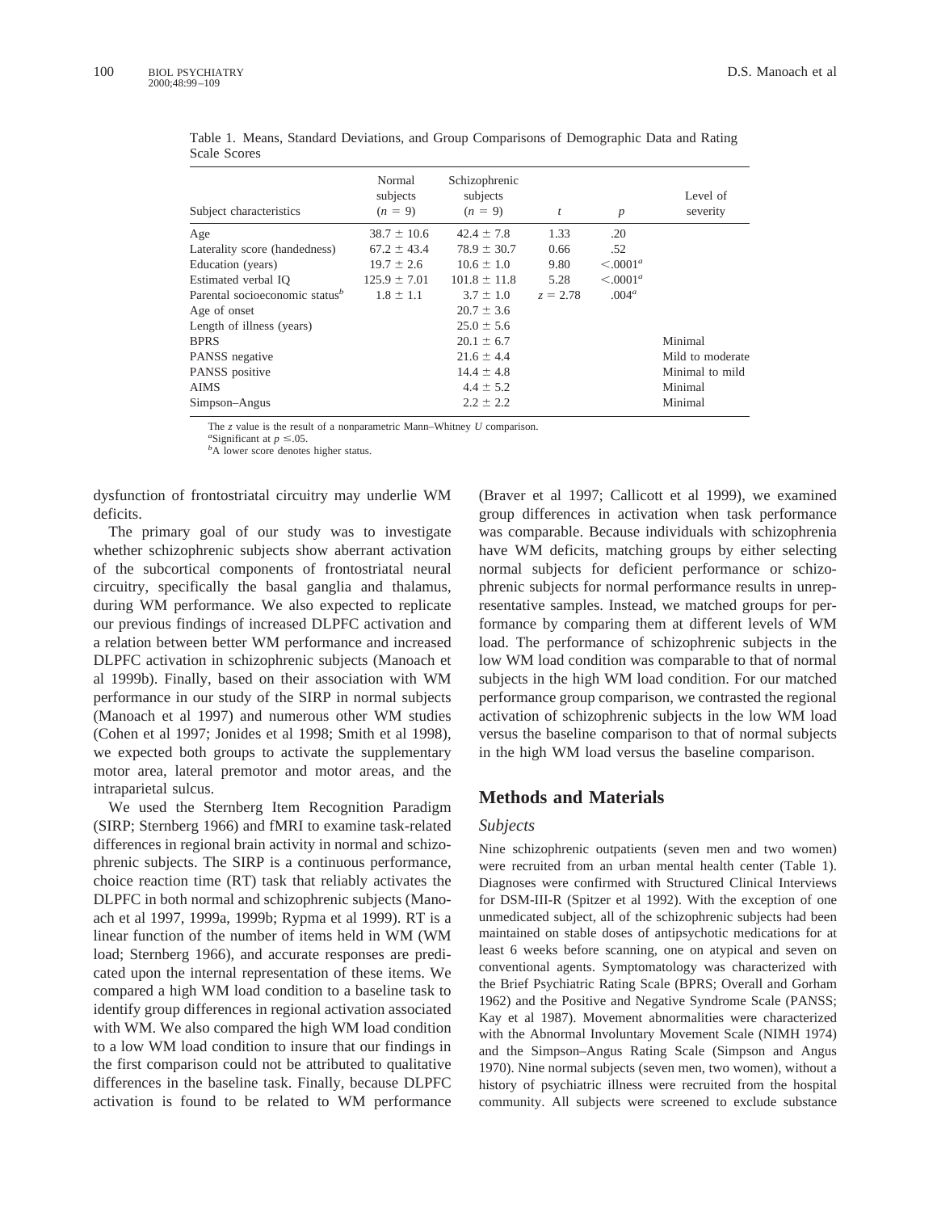Table 1. Means, Standard Deviations, and Group Comparisons of Demographic Data and Rating Scale Scores

| Subject characteristics | Normal subjects ($n$ = 9) | Schizophrenic subjects ($n$ = 9) | $t$ | $p$ | Level of severity |
|---|---|---|---|---|---|
| Age | 38.7 ± 10.6 | 42.4 ± 7.8 | 1.33 | .20 | |
| Laterality score (handedness) | 67.2 ± 43.4 | 78.9 ± 30.7 | 0.66 | .52 | |
| Education (years) | 19.7 ± 2.6 | 10.6 ± 1.0 | 9.80 | <.0001[a] | |
| Estimated verbal IQ | 125.9 ± 7.01 | 101.8 ± 11.8 | 5.28 | <.0001[a] | |
| Parental socioeconomic status[b] | 1.8 ± 1.1 | 3.7 ± 1.0 | $z$ = 2.78 | .004[a] | |
| Age of onset | | 20.7 ± 3.6 | | | |
| Length of illness (years) | | 25.0 ± 5.6 | | | |
| BPRS | | 20.1 ± 6.7 | | | Minimal |
| PANSS negative | | 21.6 ± 4.4 | | | Mild to moderate |
| PANSS positive | | 14.4 ± 4.8 | | | Minimal to mild |
| AIMS | | 4.4 ± 5.2 | | | Minimal |
| Simpson–Angus | | 2.2 ± 2.2 | | | Minimal |

The $z$ value is the result of a nonparametric Mann–Whitney $U$ comparison.
[a]Significant at $p \leq .05$.
[b]A lower score denotes higher status.

dysfunction of frontostriatal circuitry may underlie WM deficits.

The primary goal of our study was to investigate whether schizophrenic subjects show aberrant activation of the subcortical components of frontostriatal neural circuitry, specifically the basal ganglia and thalamus, during WM performance. We also expected to replicate our previous findings of increased DLPFC activation and a relation between better WM performance and increased DLPFC activation in schizophrenic subjects (Manoach et al 1999b). Finally, based on their association with WM performance in our study of the SIRP in normal subjects (Manoach et al 1997) and numerous other WM studies (Cohen et al 1997; Jonides et al 1998; Smith et al 1998), we expected both groups to activate the supplementary motor area, lateral premotor and motor areas, and the intraparietal sulcus.

We used the Sternberg Item Recognition Paradigm (SIRP; Sternberg 1966) and fMRI to examine task-related differences in regional brain activity in normal and schizophrenic subjects. The SIRP is a continuous performance, choice reaction time (RT) task that reliably activates the DLPFC in both normal and schizophrenic subjects (Manoach et al 1997, 1999a, 1999b; Rypma et al 1999). RT is a linear function of the number of items held in WM (WM load; Sternberg 1966), and accurate responses are predicated upon the internal representation of these items. We compared a high WM load condition to a baseline task to identify group differences in regional activation associated with WM. We also compared the high WM load condition to a low WM load condition to insure that our findings in the first comparison could not be attributed to qualitative differences in the baseline task. Finally, because DLPFC activation is found to be related to WM performance (Braver et al 1997; Callicott et al 1999), we examined group differences in activation when task performance was comparable. Because individuals with schizophrenia have WM deficits, matching groups by either selecting normal subjects for deficient performance or schizophrenic subjects for normal performance results in unrepresentative samples. Instead, we matched groups for performance by comparing them at different levels of WM load. The performance of schizophrenic subjects in the low WM load condition was comparable to that of normal subjects in the high WM load condition. For our matched performance group comparison, we contrasted the regional activation of schizophrenic subjects in the low WM load versus the baseline comparison to that of normal subjects in the high WM load versus the baseline comparison.

## Methods and Materials

### *Subjects*

Nine schizophrenic outpatients (seven men and two women) were recruited from an urban mental health center (Table 1). Diagnoses were confirmed with Structured Clinical Interviews for DSM-III-R (Spitzer et al 1992). With the exception of one unmedicated subject, all of the schizophrenic subjects had been maintained on stable doses of antipsychotic medications for at least 6 weeks before scanning, one on atypical and seven on conventional agents. Symptomatology was characterized with the Brief Psychiatric Rating Scale (BPRS; Overall and Gorham 1962) and the Positive and Negative Syndrome Scale (PANSS; Kay et al 1987). Movement abnormalities were characterized with the Abnormal Involuntary Movement Scale (NIMH 1974) and the Simpson–Angus Rating Scale (Simpson and Angus 1970). Nine normal subjects (seven men, two women), without a history of psychiatric illness were recruited from the hospital community. All subjects were screened to exclude substance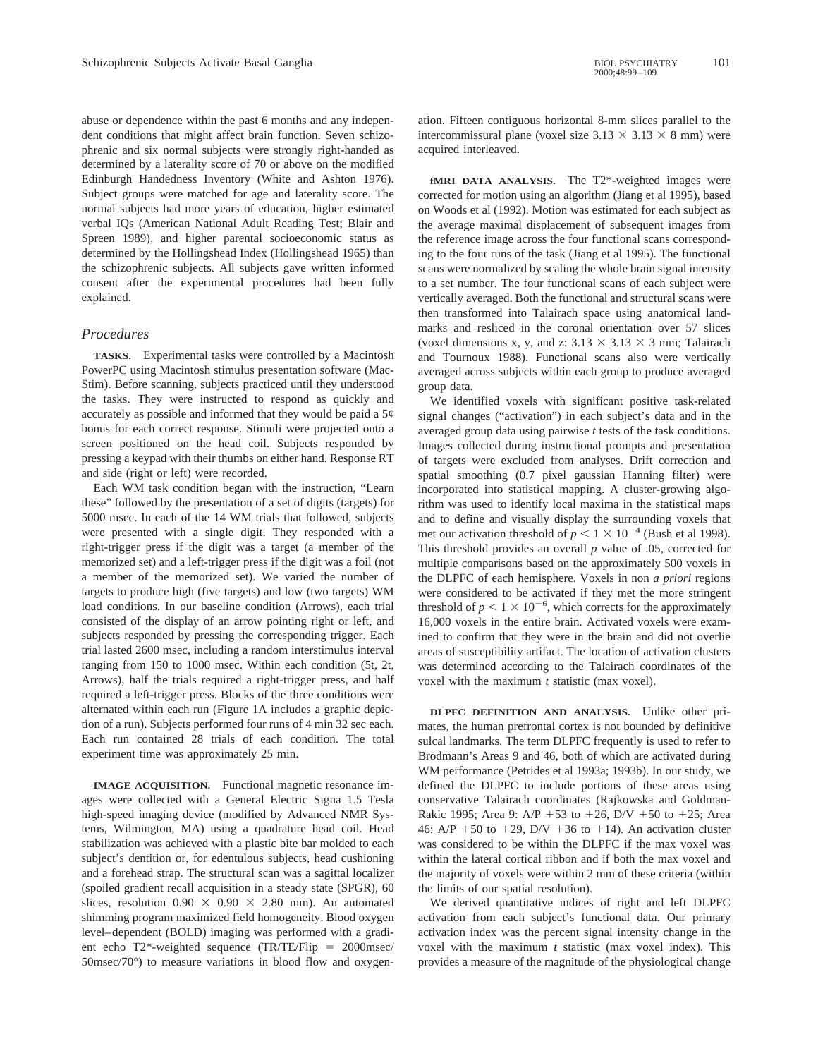abuse or dependence within the past 6 months and any independent conditions that might affect brain function. Seven schizophrenic and six normal subjects were strongly right-handed as determined by a laterality score of 70 or above on the modified Edinburgh Handedness Inventory (White and Ashton 1976). Subject groups were matched for age and laterality score. The normal subjects had more years of education, higher estimated verbal IQs (American National Adult Reading Test; Blair and Spreen 1989), and higher parental socioeconomic status as determined by the Hollingshead Index (Hollingshead 1965) than the schizophrenic subjects. All subjects gave written informed consent after the experimental procedures had been fully explained.

## Procedures

**TASKS.** Experimental tasks were controlled by a Macintosh PowerPC using Macintosh stimulus presentation software (MacStim). Before scanning, subjects practiced until they understood the tasks. They were instructed to respond as quickly and accurately as possible and informed that they would be paid a 5¢ bonus for each correct response. Stimuli were projected onto a screen positioned on the head coil. Subjects responded by pressing a keypad with their thumbs on either hand. Response RT and side (right or left) were recorded.

Each WM task condition began with the instruction, "Learn these" followed by the presentation of a set of digits (targets) for 5000 msec. In each of the 14 WM trials that followed, subjects were presented with a single digit. They responded with a right-trigger press if the digit was a target (a member of the memorized set) and a left-trigger press if the digit was a foil (not a member of the memorized set). We varied the number of targets to produce high (five targets) and low (two targets) WM load conditions. In our baseline condition (Arrows), each trial consisted of the display of an arrow pointing right or left, and subjects responded by pressing the corresponding trigger. Each trial lasted 2600 msec, including a random interstimulus interval ranging from 150 to 1000 msec. Within each condition (5t, 2t, Arrows), half the trials required a right-trigger press, and half required a left-trigger press. Blocks of the three conditions were alternated within each run (Figure 1A includes a graphic depiction of a run). Subjects performed four runs of 4 min 32 sec each. Each run contained 28 trials of each condition. The total experiment time was approximately 25 min.

**IMAGE ACQUISITION.** Functional magnetic resonance images were collected with a General Electric Signa 1.5 Tesla high-speed imaging device (modified by Advanced NMR Systems, Wilmington, MA) using a quadrature head coil. Head stabilization was achieved with a plastic bite bar molded to each subject's dentition or, for edentulous subjects, head cushioning and a forehead strap. The structural scan was a sagittal localizer (spoiled gradient recall acquisition in a steady state (SPGR), 60 slices, resolution $0.90 \times 0.90 \times 2.80$ mm). An automated shimming program maximized field homogeneity. Blood oxygen level–dependent (BOLD) imaging was performed with a gradient echo T2*-weighted sequence (TR/TE/Flip = 2000msec/50msec/70°) to measure variations in blood flow and oxygenation. Fifteen contiguous horizontal 8-mm slices parallel to the intercommissural plane (voxel size $3.13 \times 3.13 \times 8$ mm) were acquired interleaved.

**fMRI DATA ANALYSIS.** The T2*-weighted images were corrected for motion using an algorithm (Jiang et al 1995), based on Woods et al (1992). Motion was estimated for each subject as the average maximal displacement of subsequent images from the reference image across the four functional scans corresponding to the four runs of the task (Jiang et al 1995). The functional scans were normalized by scaling the whole brain signal intensity to a set number. The four functional scans of each subject were vertically averaged. Both the functional and structural scans were then transformed into Talairach space using anatomical landmarks and resliced in the coronal orientation over 57 slices (voxel dimensions x, y, and z: $3.13 \times 3.13 \times 3$ mm; Talairach and Tournoux 1988). Functional scans also were vertically averaged across subjects within each group to produce averaged group data.

We identified voxels with significant positive task-related signal changes ("activation") in each subject's data and in the averaged group data using pairwise *t* tests of the task conditions. Images collected during instructional prompts and presentation of targets were excluded from analyses. Drift correction and spatial smoothing (0.7 pixel gaussian Hanning filter) were incorporated into statistical mapping. A cluster-growing algorithm was used to identify local maxima in the statistical maps and to define and visually display the surrounding voxels that met our activation threshold of $p < 1 \times 10^{-4}$ (Bush et al 1998). This threshold provides an overall $p$ value of .05, corrected for multiple comparisons based on the approximately 500 voxels in the DLPFC of each hemisphere. Voxels in non *a priori* regions were considered to be activated if they met the more stringent threshold of $p < 1 \times 10^{-6}$, which corrects for the approximately 16,000 voxels in the entire brain. Activated voxels were examined to confirm that they were in the brain and did not overlie areas of susceptibility artifact. The location of activation clusters was determined according to the Talairach coordinates of the voxel with the maximum *t* statistic (max voxel).

**DLPFC DEFINITION AND ANALYSIS.** Unlike other primates, the human prefrontal cortex is not bounded by definitive sulcal landmarks. The term DLPFC frequently is used to refer to Brodmann's Areas 9 and 46, both of which are activated during WM performance (Petrides et al 1993a; 1993b). In our study, we defined the DLPFC to include portions of these areas using conservative Talairach coordinates (Rajkowska and Goldman-Rakic 1995; Area 9: A/P +53 to +26, D/V +50 to +25; Area 46: A/P +50 to +29, D/V +36 to +14). An activation cluster was considered to be within the DLPFC if the max voxel was within the lateral cortical ribbon and if both the max voxel and the majority of voxels were within 2 mm of these criteria (within the limits of our spatial resolution).

We derived quantitative indices of right and left DLPFC activation from each subject's functional data. Our primary activation index was the percent signal intensity change in the voxel with the maximum *t* statistic (max voxel index). This provides a measure of the magnitude of the physiological change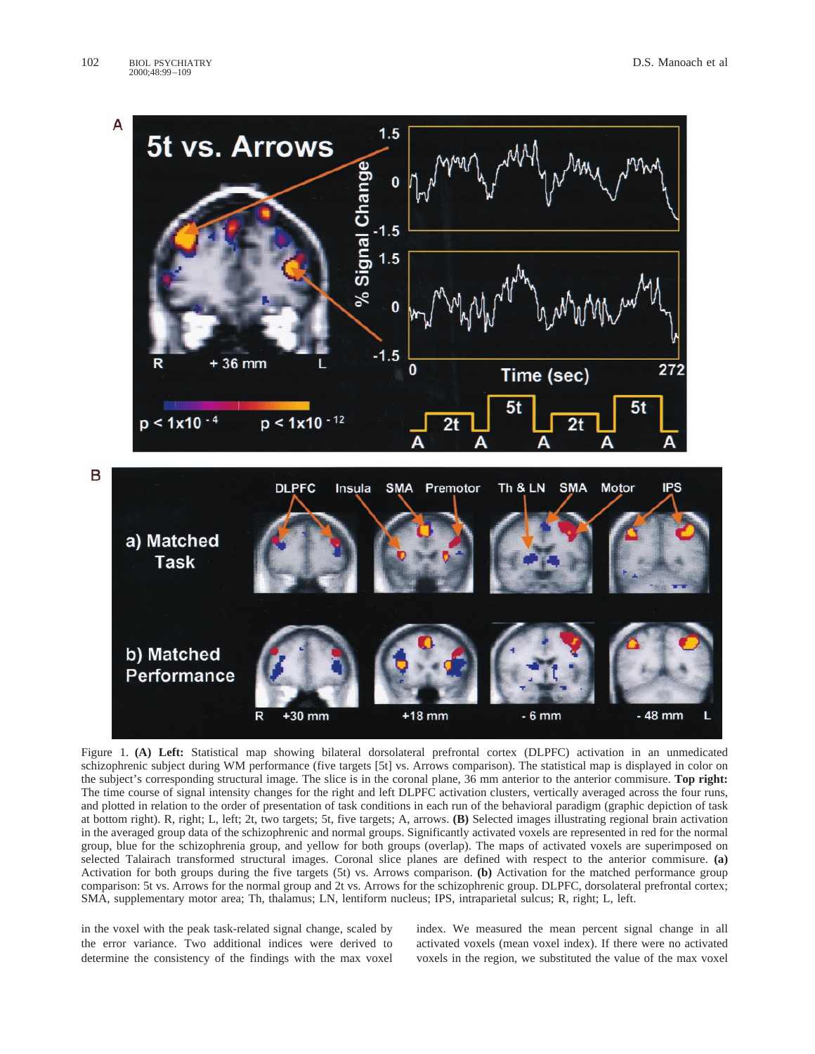Figure 1. **(A) Left:** Statistical map showing bilateral dorsolateral prefrontal cortex (DLPFC) activation in an unmedicated schizophrenic subject during WM performance (five targets [5t] vs. Arrows comparison). The statistical map is displayed in color on the subject's corresponding structural image. The slice is in the coronal plane, 36 mm anterior to the anterior commissure. **Top right:** The time course of signal intensity changes for the right and left DLPFC activation clusters, vertically averaged across the four runs, and plotted in relation to the order of presentation of task conditions in each run of the behavioral paradigm (graphic depiction of task at bottom right). R, right; L, left; 2t, two targets; 5t, five targets; A, arrows. **(B)** Selected images illustrating regional brain activation in the averaged group data of the schizophrenic and normal groups. Significantly activated voxels are represented in red for the normal group, blue for the schizophrenia group, and yellow for both groups (overlap). The maps of activated voxels are superimposed on selected Talairach transformed structural images. Coronal slice planes are defined with respect to the anterior commissure. **(a)** Activation for both groups during the five targets (5t) vs. Arrows comparison. **(b)** Activation for the matched performance group comparison: 5t vs. Arrows for the normal group and 2t vs. Arrows for the schizophrenic group. DLPFC, dorsolateral prefrontal cortex; SMA, supplementary motor area; Th, thalamus; LN, lentiform nucleus; IPS, intraparietal sulcus; R, right; L, left.

in the voxel with the peak task-related signal change, scaled by the error variance. Two additional indices were derived to determine the consistency of the findings with the max voxel index. We measured the mean percent signal change in all activated voxels (mean voxel index). If there were no activated voxels in the region, we substituted the value of the max voxel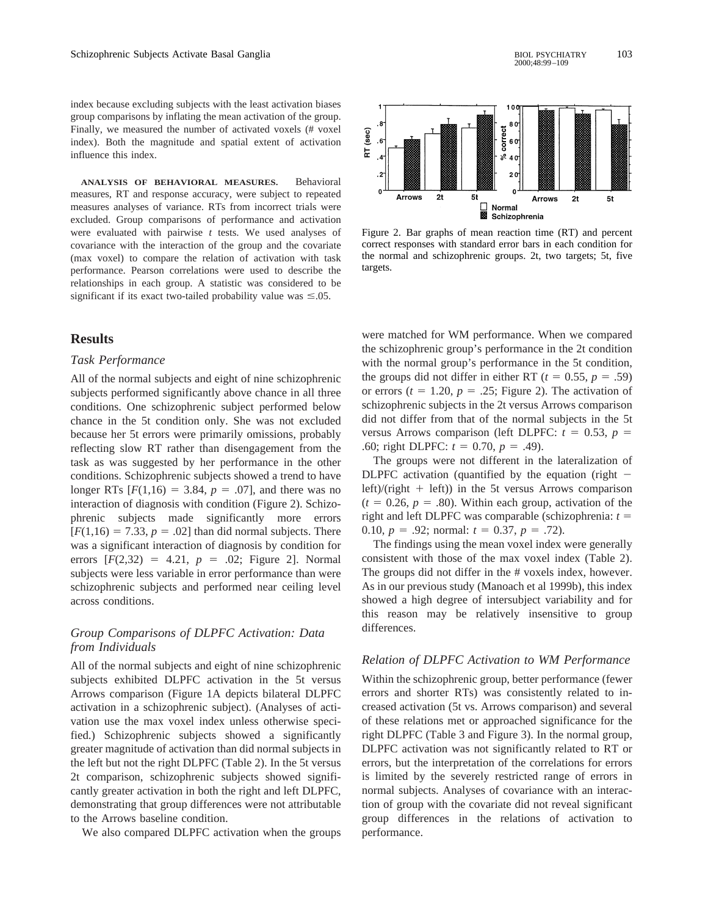index because excluding subjects with the least activation biases group comparisons by inflating the mean activation of the group. Finally, we measured the number of activated voxels (# voxel index). Both the magnitude and spatial extent of activation influence this index.

**ANALYSIS OF BEHAVIORAL MEASURES.** Behavioral measures, RT and response accuracy, were subject to repeated measures analyses of variance. RTs from incorrect trials were excluded. Group comparisons of performance and activation were evaluated with pairwise *t* tests. We used analyses of covariance with the interaction of the group and the covariate (max voxel) to compare the relation of activation with task performance. Pearson correlations were used to describe the relationships in each group. A statistic was considered to be significant if its exact two-tailed probability value was $\leq .05$.

Figure 2. Bar graphs of mean reaction time (RT) and percent correct responses with standard error bars in each condition for the normal and schizophrenic groups. 2t, two targets; 5t, five targets.

## Results

### Task Performance

All of the normal subjects and eight of nine schizophrenic subjects performed significantly above chance in all three conditions. One schizophrenic subject performed below chance in the 5t condition only. She was not excluded because her 5t errors were primarily omissions, probably reflecting slow RT rather than disengagement from the task as was suggested by her performance in the other conditions. Schizophrenic subjects showed a trend to have longer RTs [$F(1,16) = 3.84$, $p = .07$], and there was no interaction of diagnosis with condition (Figure 2). Schizophrenic subjects made significantly more errors [$F(1,16) = 7.33$, $p = .02$] than did normal subjects. There was a significant interaction of diagnosis by condition for errors [$F(2,32) = 4.21$, $p = .02$; Figure 2]. Normal subjects were less variable in error performance than were schizophrenic subjects and performed near ceiling level across conditions.

### Group Comparisons of DLPFC Activation: Data from Individuals

All of the normal subjects and eight of nine schizophrenic subjects exhibited DLPFC activation in the 5t versus Arrows comparison (Figure 1A depicts bilateral DLPFC activation in a schizophrenic subject). (Analyses of activation use the max voxel index unless otherwise specified.) Schizophrenic subjects showed a significantly greater magnitude of activation than did normal subjects in the left but not the right DLPFC (Table 2). In the 5t versus 2t comparison, schizophrenic subjects showed significantly greater activation in both the right and left DLPFC, demonstrating that group differences were not attributable to the Arrows baseline condition.

We also compared DLPFC activation when the groups were matched for WM performance. When we compared the schizophrenic group's performance in the 2t condition with the normal group's performance in the 5t condition, the groups did not differ in either RT ($t = 0.55$, $p = .59$) or errors ($t = 1.20$, $p = .25$; Figure 2). The activation of schizophrenic subjects in the 2t versus Arrows comparison did not differ from that of the normal subjects in the 5t versus Arrows comparison (left DLPFC: $t = 0.53$, $p = .60$; right DLPFC: $t = 0.70$, $p = .49$).

The groups were not different in the lateralization of DLPFC activation (quantified by the equation (right − left)/(right + left)) in the 5t versus Arrows comparison ($t = 0.26$, $p = .80$). Within each group, activation of the right and left DLPFC was comparable (schizophrenia: $t = 0.10$, $p = .92$; normal: $t = 0.37$, $p = .72$).

The findings using the mean voxel index were generally consistent with those of the max voxel index (Table 2). The groups did not differ in the # voxels index, however. As in our previous study (Manoach et al 1999b), this index showed a high degree of intersubject variability and for this reason may be relatively insensitive to group differences.

### Relation of DLPFC Activation to WM Performance

Within the schizophrenic group, better performance (fewer errors and shorter RTs) was consistently related to increased activation (5t vs. Arrows comparison) and several of these relations met or approached significance for the right DLPFC (Table 3 and Figure 3). In the normal group, DLPFC activation was not significantly related to RT or errors, but the interpretation of the correlations for errors is limited by the severely restricted range of errors in normal subjects. Analyses of covariance with an interaction of group with the covariate did not reveal significant group differences in the relations of activation to performance.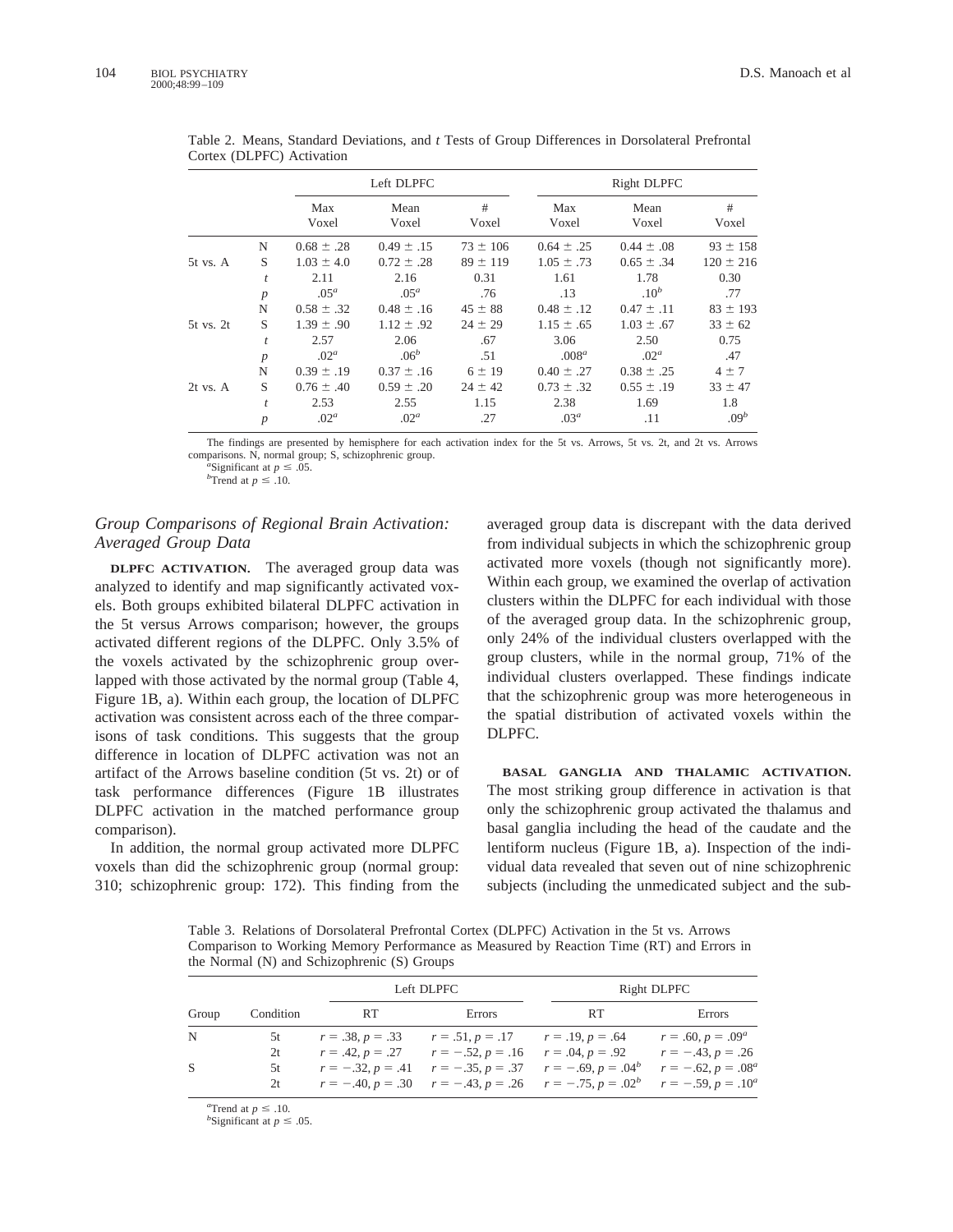Table 2. Means, Standard Deviations, and *t* Tests of Group Differences in Dorsolateral Prefrontal Cortex (DLPFC) Activation

| | | Left DLPFC | | | Right DLPFC | | |
|---|---|---|---|---|---|---|---|
| | | Max Voxel | Mean Voxel | # Voxel | Max Voxel | Mean Voxel | # Voxel |
| 5t vs. A | N | 0.68 ± .28 | 0.49 ± .15 | 73 ± 106 | 0.64 ± .25 | 0.44 ± .08 | 93 ± 158 |
| | S | 1.03 ± 4.0 | 0.72 ± .28 | 89 ± 119 | 1.05 ± .73 | 0.65 ± .34 | 120 ± 216 |
| | $t$ | 2.11 | 2.16 | 0.31 | 1.61 | 1.78 | 0.30 |
| | $p$ | .05[a] | .05[a] | .76 | .13 | .10[b] | .77 |
| 5t vs. 2t | N | 0.58 ± .32 | 0.48 ± .16 | 45 ± 88 | 0.48 ± .12 | 0.47 ± .11 | 83 ± 193 |
| | S | 1.39 ± .90 | 1.12 ± .92 | 24 ± 29 | 1.15 ± .65 | 1.03 ± .67 | 33 ± 62 |
| | $t$ | 2.57 | 2.06 | .67 | 3.06 | 2.50 | 0.75 |
| | $p$ | .02[a] | .06[b] | .51 | .008[a] | .02[a] | .47 |
| 2t vs. A | N | 0.39 ± .19 | 0.37 ± .16 | 6 ± 19 | 0.40 ± .27 | 0.38 ± .25 | 4 ± 7 |
| | S | 0.76 ± .40 | 0.59 ± .20 | 24 ± 42 | 0.73 ± .32 | 0.55 ± .19 | 33 ± 47 |
| | $t$ | 2.53 | 2.55 | 1.15 | 2.38 | 1.69 | 1.8 |
| | $p$ | .02[a] | .02[a] | .27 | .03[a] | .11 | .09[b] |

The findings are presented by hemisphere for each activation index for the 5t vs. Arrows, 5t vs. 2t, and 2t vs. Arrows comparisons. N, normal group; S, schizophrenic group.
[a]Significant at $p \leq .05$.
[b]Trend at $p \leq .10$.

### Group Comparisons of Regional Brain Activation: Averaged Group Data

**DLPFC ACTIVATION.** The averaged group data was analyzed to identify and map significantly activated voxels. Both groups exhibited bilateral DLPFC activation in the 5t versus Arrows comparison; however, the groups activated different regions of the DLPFC. Only 3.5% of the voxels activated by the schizophrenic group overlapped with those activated by the normal group (Table 4, Figure 1B, a). Within each group, the location of DLPFC activation was consistent across each of the three comparisons of task conditions. This suggests that the group difference in location of DLPFC activation was not an artifact of the Arrows baseline condition (5t vs. 2t) or of task performance differences (Figure 1B illustrates DLPFC activation in the matched performance group comparison).

In addition, the normal group activated more DLPFC voxels than did the schizophrenic group (normal group: 310; schizophrenic group: 172). This finding from the averaged group data is discrepant with the data derived from individual subjects in which the schizophrenic group activated more voxels (though not significantly more). Within each group, we examined the overlap of activation clusters within the DLPFC for each individual with those of the averaged group data. In the schizophrenic group, only 24% of the individual clusters overlapped with the group clusters, while in the normal group, 71% of the individual clusters overlapped. These findings indicate that the schizophrenic group was more heterogeneous in the spatial distribution of activated voxels within the DLPFC.

**BASAL GANGLIA AND THALAMIC ACTIVATION.** The most striking group difference in activation is that only the schizophrenic group activated the thalamus and basal ganglia including the head of the caudate and the lentiform nucleus (Figure 1B, a). Inspection of the individual data revealed that seven out of nine schizophrenic subjects (including the unmedicated subject and the sub-

Table 3. Relations of Dorsolateral Prefrontal Cortex (DLPFC) Activation in the 5t vs. Arrows Comparison to Working Memory Performance as Measured by Reaction Time (RT) and Errors in the Normal (N) and Schizophrenic (S) Groups

| Group | Condition | Left DLPFC | | Right DLPFC | |
|---|---|---|---|---|---|
| | | RT | Errors | RT | Errors |
| N | 5t | $r = .38, p = .33$ | $r = .51, p = .17$ | $r = .19, p = .64$ | $r = .60, p = .09$[a] |
| | 2t | $r = .42, p = .27$ | $r = -.52, p = .16$ | $r = .04, p = .92$ | $r = -.43, p = .26$ |
| S | 5t | $r = -.32, p = .41$ | $r = -.35, p = .37$ | $r = -.69, p = .04$[b] | $r = -.62, p = .08$[a] |
| | 2t | $r = -.40, p = .30$ | $r = -.43, p = .26$ | $r = -.75, p = .02$[b] | $r = -.59, p = .10$[a] |

[a]Trend at $p \leq .10$.
[b]Significant at $p \leq .05$.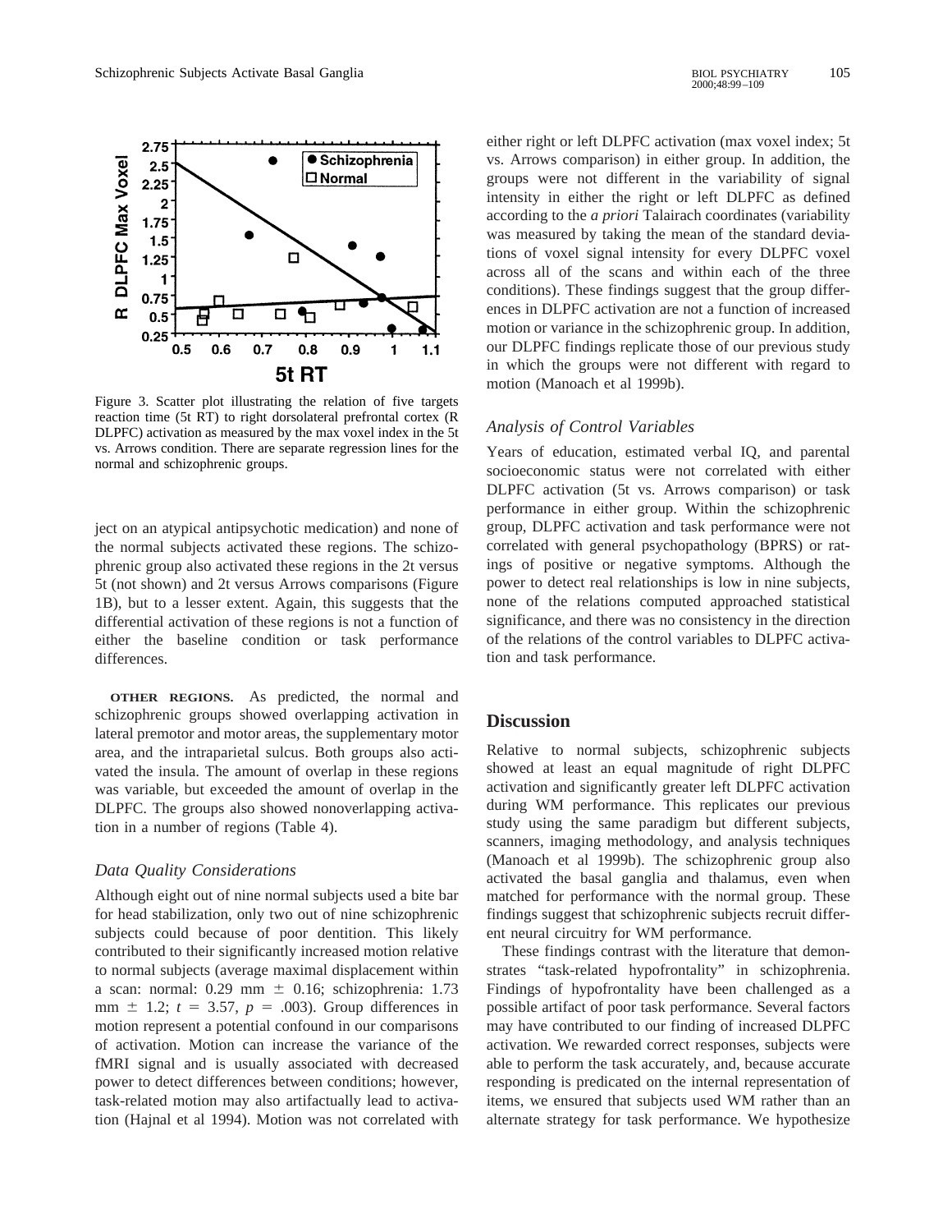R DLPFC Max Voxel

2.75
2.5
2.25
2
1.75
1.5
1.25
1
0.75
0.5
0.25

0.5 0.6 0.7 0.8 0.9 1 1.1

5t RT

● Schizophrenia
□ Normal

Figure 3. Scatter plot illustrating the relation of five targets reaction time (5t RT) to right dorsolateral prefrontal cortex (R DLPFC) activation as measured by the max voxel index in the 5t vs. Arrows condition. There are separate regression lines for the normal and schizophrenic groups.

ject on an atypical antipsychotic medication) and none of the normal subjects activated these regions. The schizophrenic group also activated these regions in the 2t versus 5t (not shown) and 2t versus Arrows comparisons (Figure 1B), but to a lesser extent. Again, this suggests that the differential activation of these regions is not a function of either the baseline condition or task performance differences.

**OTHER REGIONS.** As predicted, the normal and schizophrenic groups showed overlapping activation in lateral premotor and motor areas, the supplementary motor area, and the intraparietal sulcus. Both groups also activated the insula. The amount of overlap in these regions was variable, but exceeded the amount of overlap in the DLPFC. The groups also showed nonoverlapping activation in a number of regions (Table 4).

### *Data Quality Considerations*

Although eight out of nine normal subjects used a bite bar for head stabilization, only two out of nine schizophrenic subjects could because of poor dentition. This likely contributed to their significantly increased motion relative to normal subjects (average maximal displacement within a scan: normal: 0.29 mm ± 0.16; schizophrenia: 1.73 mm ± 1.2; $t = 3.57$, $p = .003$). Group differences in motion represent a potential confound in our comparisons of activation. Motion can increase the variance of the fMRI signal and is usually associated with decreased power to detect differences between conditions; however, task-related motion may also artifactually lead to activation (Hajnal et al 1994). Motion was not correlated with either right or left DLPFC activation (max voxel index; 5t vs. Arrows comparison) in either group. In addition, the groups were not different in the variability of signal intensity in either the right or left DLPFC as defined according to the *a priori* Talairach coordinates (variability was measured by taking the mean of the standard deviations of voxel signal intensity for every DLPFC voxel across all of the scans and within each of the three conditions). These findings suggest that the group differences in DLPFC activation are not a function of increased motion or variance in the schizophrenic group. In addition, our DLPFC findings replicate those of our previous study in which the groups were not different with regard to motion (Manoach et al 1999b).

### *Analysis of Control Variables*

Years of education, estimated verbal IQ, and parental socioeconomic status were not correlated with either DLPFC activation (5t vs. Arrows comparison) or task performance in either group. Within the schizophrenic group, DLPFC activation and task performance were not correlated with general psychopathology (BPRS) or ratings of positive or negative symptoms. Although the power to detect real relationships is low in nine subjects, none of the relations computed approached statistical significance, and there was no consistency in the direction of the relations of the control variables to DLPFC activation and task performance.

## Discussion

Relative to normal subjects, schizophrenic subjects showed at least an equal magnitude of right DLPFC activation and significantly greater left DLPFC activation during WM performance. This replicates our previous study using the same paradigm but different subjects, scanners, imaging methodology, and analysis techniques (Manoach et al 1999b). The schizophrenic group also activated the basal ganglia and thalamus, even when matched for performance with the normal group. These findings suggest that schizophrenic subjects recruit different neural circuitry for WM performance.

These findings contrast with the literature that demonstrates "task-related hypofrontality" in schizophrenia. Findings of hypofrontality have been challenged as a possible artifact of poor task performance. Several factors may have contributed to our finding of increased DLPFC activation. We rewarded correct responses, subjects were able to perform the task accurately, and, because accurate responding is predicated on the internal representation of items, we ensured that subjects used WM rather than an alternate strategy for task performance. We hypothesize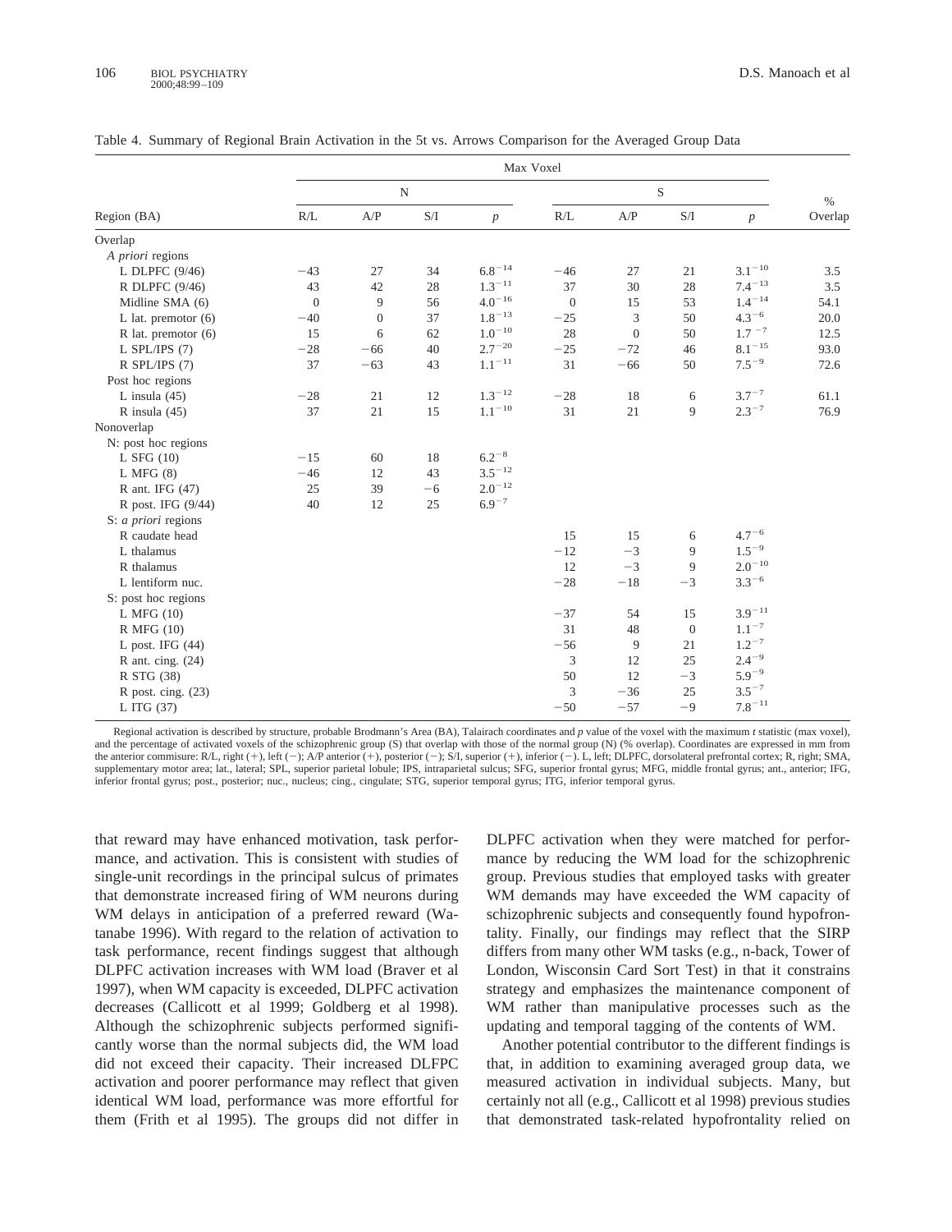Table 4. Summary of Regional Brain Activation in the 5t vs. Arrows Comparison for the Averaged Group Data

| | Max Voxel | | | | | | | | |
|---|---|---|---|---|---|---|---|---|---|
| | N | | | | S | | | | |
| Region (BA) | R/L | A/P | S/I | $p$ | R/L | A/P | S/I | $p$ | % Overlap |
| Overlap | | | | | | | | | |
| *A priori* regions | | | | | | | | | |
| L DLPFC (9/46) | −43 | 27 | 34 | $6.8^{-14}$ | −46 | 27 | 21 | $3.1^{-10}$ | 3.5 |
| R DLPFC (9/46) | 43 | 42 | 28 | $1.3^{-11}$ | 37 | 30 | 28 | $7.4^{-13}$ | 3.5 |
| Midline SMA (6) | 0 | 9 | 56 | $4.0^{-16}$ | 0 | 15 | 53 | $1.4^{-14}$ | 54.1 |
| L lat. premotor (6) | −40 | 0 | 37 | $1.8^{-13}$ | −25 | 3 | 50 | $4.3^{-6}$ | 20.0 |
| R lat. premotor (6) | 15 | 6 | 62 | $1.0^{-10}$ | 28 | 0 | 50 | $1.7^{-7}$ | 12.5 |
| L SPL/IPS (7) | −28 | −66 | 40 | $2.7^{-20}$ | −25 | −72 | 46 | $8.1^{-15}$ | 93.0 |
| R SPL/IPS (7) | 37 | −63 | 43 | $1.1^{-11}$ | 31 | −66 | 50 | $7.5^{-9}$ | 72.6 |
| Post hoc regions | | | | | | | | | |
| L insula (45) | −28 | 21 | 12 | $1.3^{-12}$ | −28 | 18 | 6 | $3.7^{-7}$ | 61.1 |
| R insula (45) | 37 | 21 | 15 | $1.1^{-10}$ | 31 | 21 | 9 | $2.3^{-7}$ | 76.9 |
| Nonoverlap | | | | | | | | | |
| N: post hoc regions | | | | | | | | | |
| L SFG (10) | −15 | 60 | 18 | $6.2^{-8}$ | | | | | |
| L MFG (8) | −46 | 12 | 43 | $3.5^{-12}$ | | | | | |
| R ant. IFG (47) | 25 | 39 | −6 | $2.0^{-12}$ | | | | | |
| R post. IFG (9/44) | 40 | 12 | 25 | $6.9^{-7}$ | | | | | |
| S: *a priori* regions | | | | | | | | | |
| R caudate head | | | | | 15 | 15 | 6 | $4.7^{-6}$ | |
| L thalamus | | | | | −12 | −3 | 9 | $1.5^{-9}$ | |
| R thalamus | | | | | 12 | −3 | 9 | $2.0^{-10}$ | |
| L lentiform nuc. | | | | | −28 | −18 | −3 | $3.3^{-6}$ | |
| S: post hoc regions | | | | | | | | | |
| L MFG (10) | | | | | −37 | 54 | 15 | $3.9^{-11}$ | |
| R MFG (10) | | | | | 31 | 48 | 0 | $1.1^{-7}$ | |
| L post. IFG (44) | | | | | −56 | 9 | 21 | $1.2^{-7}$ | |
| R ant. cing. (24) | | | | | 3 | 12 | 25 | $2.4^{-9}$ | |
| R STG (38) | | | | | 50 | 12 | −3 | $5.9^{-9}$ | |
| R post. cing. (23) | | | | | 3 | −36 | 25 | $3.5^{-7}$ | |
| L ITG (37) | | | | | −50 | −57 | −9 | $7.8^{-11}$ | |

Regional activation is described by structure, probable Brodmann's Area (BA), Talairach coordinates and $p$ value of the voxel with the maximum $t$ statistic (max voxel), and the percentage of activated voxels of the schizophrenic group (S) that overlap with those of the normal group (N) (% overlap). Coordinates are expressed in mm from the anterior commisure: R/L, right (+), left (−); A/P anterior (+), posterior (−); S/I, superior (+), inferior (−). L, left; DLPFC, dorsolateral prefrontal cortex; R, right; SMA, supplementary motor area; lat., lateral; SPL, superior parietal lobule; IPS, intraparietal sulcus; SFG, superior frontal gyrus; MFG, middle frontal gyrus; ant., anterior; IFG, inferior frontal gyrus; post., posterior; nuc., nucleus; cing., cingulate; STG, superior temporal gyrus; ITG, inferior temporal gyrus.

that reward may have enhanced motivation, task performance, and activation. This is consistent with studies of single-unit recordings in the principal sulcus of primates that demonstrate increased firing of WM neurons during WM delays in anticipation of a preferred reward (Watanabe 1996). With regard to the relation of activation to task performance, recent findings suggest that although DLPFC activation increases with WM load (Braver et al 1997), when WM capacity is exceeded, DLPFC activation decreases (Callicott et al 1999; Goldberg et al 1998). Although the schizophrenic subjects performed significantly worse than the normal subjects did, the WM load did not exceed their capacity. Their increased DLFPC activation and poorer performance may reflect that given identical WM load, performance was more effortful for them (Frith et al 1995). The groups did not differ in DLPFC activation when they were matched for performance by reducing the WM load for the schizophrenic group. Previous studies that employed tasks with greater WM demands may have exceeded the WM capacity of schizophrenic subjects and consequently found hypofrontality. Finally, our findings may reflect that the SIRP differs from many other WM tasks (e.g., n-back, Tower of London, Wisconsin Card Sort Test) in that it constrains strategy and emphasizes the maintenance component of WM rather than manipulative processes such as the updating and temporal tagging of the contents of WM.

Another potential contributor to the different findings is that, in addition to examining averaged group data, we measured activation in individual subjects. Many, but certainly not all (e.g., Callicott et al 1998) previous studies that demonstrated task-related hypofrontality relied on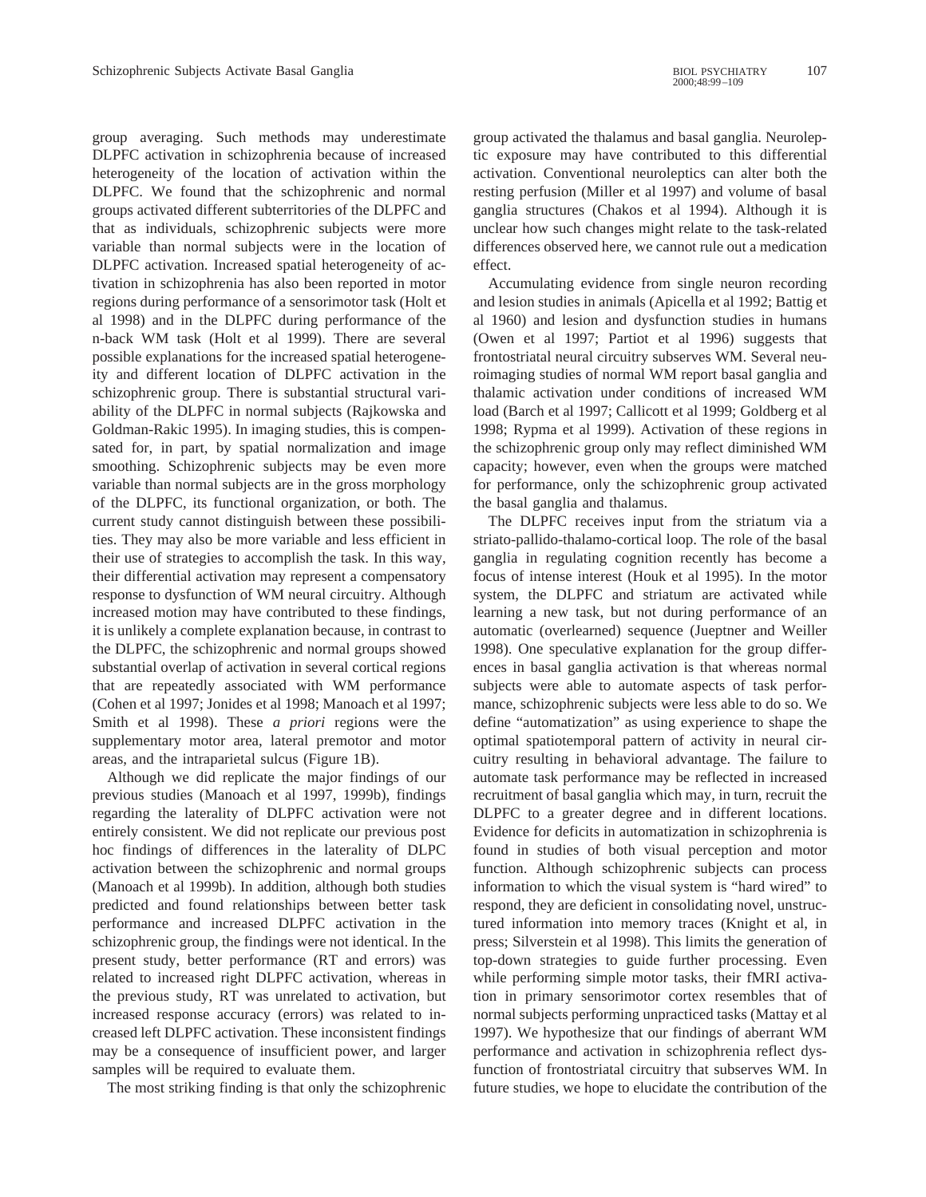group averaging. Such methods may underestimate DLPFC activation in schizophrenia because of increased heterogeneity of the location of activation within the DLPFC. We found that the schizophrenic and normal groups activated different subterritories of the DLPFC and that as individuals, schizophrenic subjects were more variable than normal subjects were in the location of DLPFC activation. Increased spatial heterogeneity of activation in schizophrenia has also been reported in motor regions during performance of a sensorimotor task (Holt et al 1998) and in the DLPFC during performance of the n-back WM task (Holt et al 1999). There are several possible explanations for the increased spatial heterogeneity and different location of DLPFC activation in the schizophrenic group. There is substantial structural variability of the DLPFC in normal subjects (Rajkowska and Goldman-Rakic 1995). In imaging studies, this is compensated for, in part, by spatial normalization and image smoothing. Schizophrenic subjects may be even more variable than normal subjects are in the gross morphology of the DLPFC, its functional organization, or both. The current study cannot distinguish between these possibilities. They may also be more variable and less efficient in their use of strategies to accomplish the task. In this way, their differential activation may represent a compensatory response to dysfunction of WM neural circuitry. Although increased motion may have contributed to these findings, it is unlikely a complete explanation because, in contrast to the DLPFC, the schizophrenic and normal groups showed substantial overlap of activation in several cortical regions that are repeatedly associated with WM performance (Cohen et al 1997; Jonides et al 1998; Manoach et al 1997; Smith et al 1998). These *a priori* regions were the supplementary motor area, lateral premotor and motor areas, and the intraparietal sulcus (Figure 1B).

Although we did replicate the major findings of our previous studies (Manoach et al 1997, 1999b), findings regarding the laterality of DLPFC activation were not entirely consistent. We did not replicate our previous post hoc findings of differences in the laterality of DLPC activation between the schizophrenic and normal groups (Manoach et al 1999b). In addition, although both studies predicted and found relationships between better task performance and increased DLPFC activation in the schizophrenic group, the findings were not identical. In the present study, better performance (RT and errors) was related to increased right DLPFC activation, whereas in the previous study, RT was unrelated to activation, but increased response accuracy (errors) was related to increased left DLPFC activation. These inconsistent findings may be a consequence of insufficient power, and larger samples will be required to evaluate them.

The most striking finding is that only the schizophrenic group activated the thalamus and basal ganglia. Neuroleptic exposure may have contributed to this differential activation. Conventional neuroleptics can alter both the resting perfusion (Miller et al 1997) and volume of basal ganglia structures (Chakos et al 1994). Although it is unclear how such changes might relate to the task-related differences observed here, we cannot rule out a medication effect.

Accumulating evidence from single neuron recording and lesion studies in animals (Apicella et al 1992; Battig et al 1960) and lesion and dysfunction studies in humans (Owen et al 1997; Partiot et al 1996) suggests that frontostriatal neural circuitry subserves WM. Several neuroimaging studies of normal WM report basal ganglia and thalamic activation under conditions of increased WM load (Barch et al 1997; Callicott et al 1999; Goldberg et al 1998; Rypma et al 1999). Activation of these regions in the schizophrenic group only may reflect diminished WM capacity; however, even when the groups were matched for performance, only the schizophrenic group activated the basal ganglia and thalamus.

The DLPFC receives input from the striatum via a striato-pallido-thalamo-cortical loop. The role of the basal ganglia in regulating cognition recently has become a focus of intense interest (Houk et al 1995). In the motor system, the DLPFC and striatum are activated while learning a new task, but not during performance of an automatic (overlearned) sequence (Jueptner and Weiller 1998). One speculative explanation for the group differences in basal ganglia activation is that whereas normal subjects were able to automate aspects of task performance, schizophrenic subjects were less able to do so. We define "automatization" as using experience to shape the optimal spatiotemporal pattern of activity in neural circuitry resulting in behavioral advantage. The failure to automate task performance may be reflected in increased recruitment of basal ganglia which may, in turn, recruit the DLPFC to a greater degree and in different locations. Evidence for deficits in automatization in schizophrenia is found in studies of both visual perception and motor function. Although schizophrenic subjects can process information to which the visual system is "hard wired" to respond, they are deficient in consolidating novel, unstructured information into memory traces (Knight et al, in press; Silverstein et al 1998). This limits the generation of top-down strategies to guide further processing. Even while performing simple motor tasks, their fMRI activation in primary sensorimotor cortex resembles that of normal subjects performing unpracticed tasks (Mattay et al 1997). We hypothesize that our findings of aberrant WM performance and activation in schizophrenia reflect dysfunction of frontostriatal circuitry that subserves WM. In future studies, we hope to elucidate the contribution of the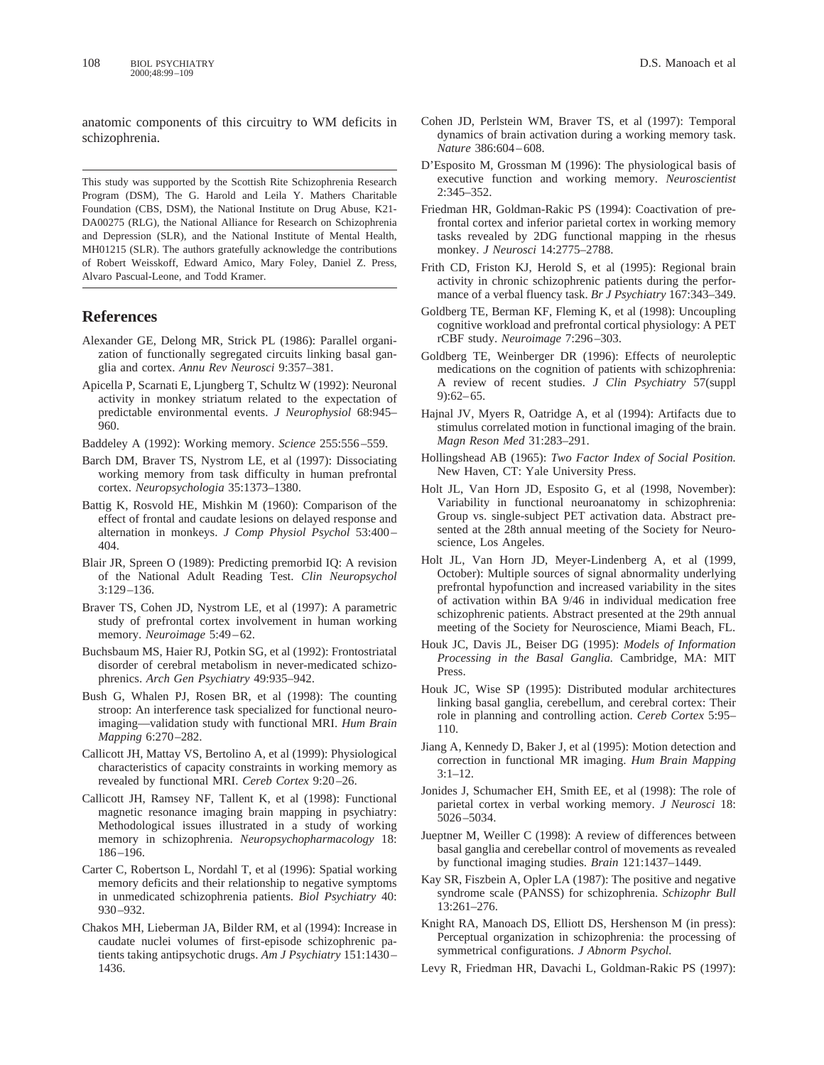anatomic components of this circuitry to WM deficits in schizophrenia.

---

This study was supported by the Scottish Rite Schizophrenia Research Program (DSM), The G. Harold and Leila Y. Mathers Charitable Foundation (CBS, DSM), the National Institute on Drug Abuse, K21-DA00275 (RLG), the National Alliance for Research on Schizophrenia and Depression (SLR), and the National Institute of Mental Health, MH01215 (SLR). The authors gratefully acknowledge the contributions of Robert Weisskoff, Edward Amico, Mary Foley, Daniel Z. Press, Alvaro Pascual-Leone, and Todd Kramer.

---

## References

Alexander GE, Delong MR, Strick PL (1986): Parallel organization of functionally segregated circuits linking basal ganglia and cortex. *Annu Rev Neurosci* 9:357–381.

Apicella P, Scarnati E, Ljungberg T, Schultz W (1992): Neuronal activity in monkey striatum related to the expectation of predictable environmental events. *J Neurophysiol* 68:945–960.

Baddeley A (1992): Working memory. *Science* 255:556–559.

Barch DM, Braver TS, Nystrom LE, et al (1997): Dissociating working memory from task difficulty in human prefrontal cortex. *Neuropsychologia* 35:1373–1380.

Battig K, Rosvold HE, Mishkin M (1960): Comparison of the effect of frontal and caudate lesions on delayed response and alternation in monkeys. *J Comp Physiol Psychol* 53:400–404.

Blair JR, Spreen O (1989): Predicting premorbid IQ: A revision of the National Adult Reading Test. *Clin Neuropsychol* 3:129–136.

Braver TS, Cohen JD, Nystrom LE, et al (1997): A parametric study of prefrontal cortex involvement in human working memory. *Neuroimage* 5:49–62.

Buchsbaum MS, Haier RJ, Potkin SG, et al (1992): Frontostriatal disorder of cerebral metabolism in never-medicated schizophrenics. *Arch Gen Psychiatry* 49:935–942.

Bush G, Whalen PJ, Rosen BR, et al (1998): The counting stroop: An interference task specialized for functional neuroimaging—validation study with functional MRI. *Hum Brain Mapping* 6:270–282.

Callicott JH, Mattay VS, Bertolino A, et al (1999): Physiological characteristics of capacity constraints in working memory as revealed by functional MRI. *Cereb Cortex* 9:20–26.

Callicott JH, Ramsey NF, Tallent K, et al (1998): Functional magnetic resonance imaging brain mapping in psychiatry: Methodological issues illustrated in a study of working memory in schizophrenia. *Neuropsychopharmacology* 18:186–196.

Carter C, Robertson L, Nordahl T, et al (1996): Spatial working memory deficits and their relationship to negative symptoms in unmedicated schizophrenia patients. *Biol Psychiatry* 40:930–932.

Chakos MH, Lieberman JA, Bilder RM, et al (1994): Increase in caudate nuclei volumes of first-episode schizophrenic patients taking antipsychotic drugs. *Am J Psychiatry* 151:1430–1436.

Cohen JD, Perlstein WM, Braver TS, et al (1997): Temporal dynamics of brain activation during a working memory task. *Nature* 386:604–608.

D'Esposito M, Grossman M (1996): The physiological basis of executive function and working memory. *Neuroscientist* 2:345–352.

Friedman HR, Goldman-Rakic PS (1994): Coactivation of prefrontal cortex and inferior parietal cortex in working memory tasks revealed by 2DG functional mapping in the rhesus monkey. *J Neurosci* 14:2775–2788.

Frith CD, Friston KJ, Herold S, et al (1995): Regional brain activity in chronic schizophrenic patients during the performance of a verbal fluency task. *Br J Psychiatry* 167:343–349.

Goldberg TE, Berman KF, Fleming K, et al (1998): Uncoupling cognitive workload and prefrontal cortical physiology: A PET rCBF study. *Neuroimage* 7:296–303.

Goldberg TE, Weinberger DR (1996): Effects of neuroleptic medications on the cognition of patients with schizophrenia: A review of recent studies. *J Clin Psychiatry* 57(suppl 9):62–65.

Hajnal JV, Myers R, Oatridge A, et al (1994): Artifacts due to stimulus correlated motion in functional imaging of the brain. *Magn Reson Med* 31:283–291.

Hollingshead AB (1965): *Two Factor Index of Social Position.* New Haven, CT: Yale University Press.

Holt JL, Van Horn JD, Esposito G, et al (1998, November): Variability in functional neuroanatomy in schizophrenia: Group vs. single-subject PET activation data. Abstract presented at the 28th annual meeting of the Society for Neuroscience, Los Angeles.

Holt JL, Van Horn JD, Meyer-Lindenberg A, et al (1999, October): Multiple sources of signal abnormality underlying prefrontal hypofunction and increased variability in the sites of activation within BA 9/46 in individual medication free schizophrenic patients. Abstract presented at the 29th annual meeting of the Society for Neuroscience, Miami Beach, FL.

Houk JC, Davis JL, Beiser DG (1995): *Models of Information Processing in the Basal Ganglia.* Cambridge, MA: MIT Press.

Houk JC, Wise SP (1995): Distributed modular architectures linking basal ganglia, cerebellum, and cerebral cortex: Their role in planning and controlling action. *Cereb Cortex* 5:95–110.

Jiang A, Kennedy D, Baker J, et al (1995): Motion detection and correction in functional MR imaging. *Hum Brain Mapping* 3:1–12.

Jonides J, Schumacher EH, Smith EE, et al (1998): The role of parietal cortex in verbal working memory. *J Neurosci* 18:5026–5034.

Jueptner M, Weiller C (1998): A review of differences between basal ganglia and cerebellar control of movements as revealed by functional imaging studies. *Brain* 121:1437–1449.

Kay SR, Fiszbein A, Opler LA (1987): The positive and negative syndrome scale (PANSS) for schizophrenia. *Schizophr Bull* 13:261–276.

Knight RA, Manoach DS, Elliott DS, Hershenson M (in press): Perceptual organization in schizophrenia: the processing of symmetrical configurations. *J Abnorm Psychol.*

Levy R, Friedman HR, Davachi L, Goldman-Rakic PS (1997):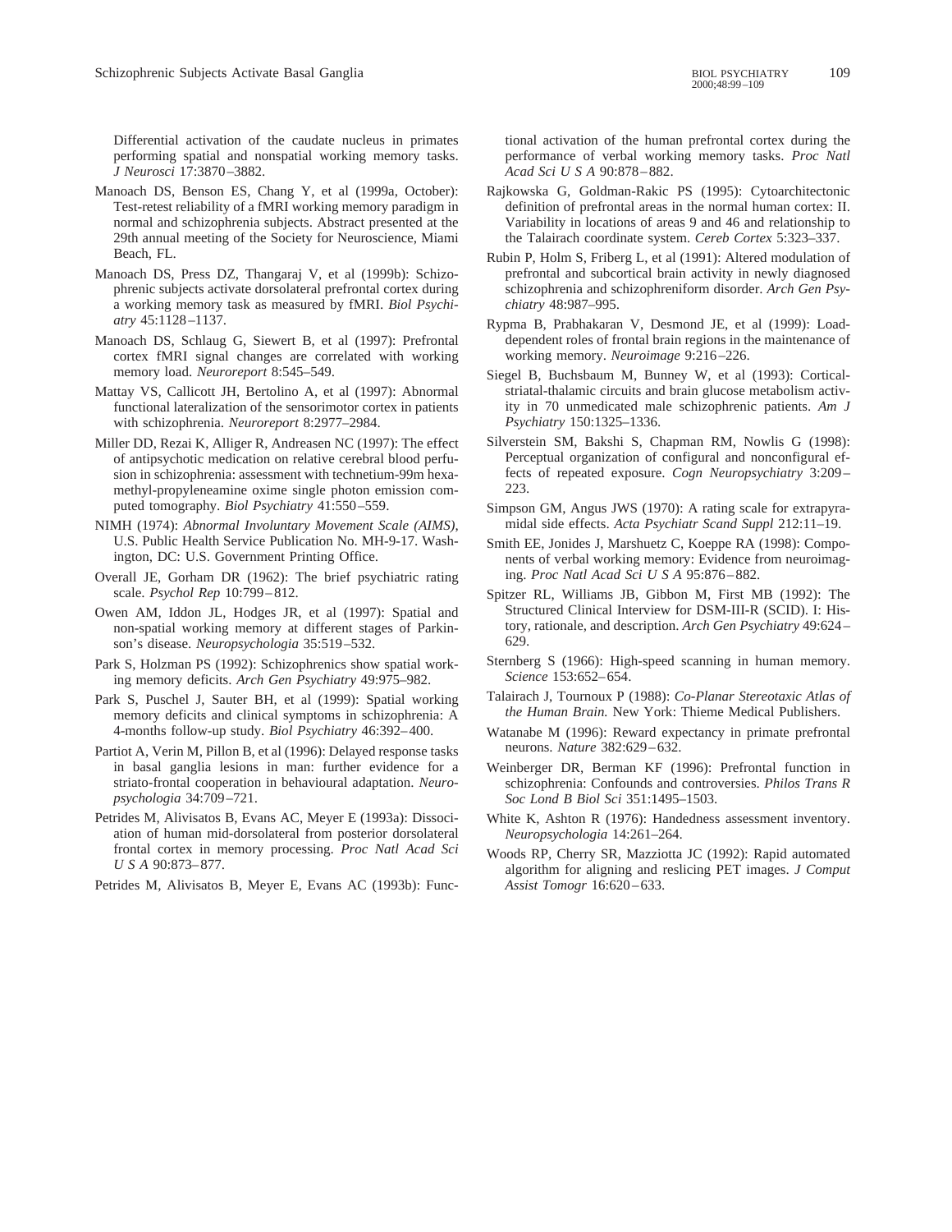Differential activation of the caudate nucleus in primates performing spatial and nonspatial working memory tasks. *J Neurosci* 17:3870–3882.

Manoach DS, Benson ES, Chang Y, et al (1999a, October): Test-retest reliability of a fMRI working memory paradigm in normal and schizophrenia subjects. Abstract presented at the 29th annual meeting of the Society for Neuroscience, Miami Beach, FL.

Manoach DS, Press DZ, Thangaraj V, et al (1999b): Schizophrenic subjects activate dorsolateral prefrontal cortex during a working memory task as measured by fMRI. *Biol Psychiatry* 45:1128–1137.

Manoach DS, Schlaug G, Siewert B, et al (1997): Prefrontal cortex fMRI signal changes are correlated with working memory load. *Neuroreport* 8:545–549.

Mattay VS, Callicott JH, Bertolino A, et al (1997): Abnormal functional lateralization of the sensorimotor cortex in patients with schizophrenia. *Neuroreport* 8:2977–2984.

Miller DD, Rezai K, Alliger R, Andreasen NC (1997): The effect of antipsychotic medication on relative cerebral blood perfusion in schizophrenia: assessment with technetium-99m hexamethyl-propyleneamine oxime single photon emission computed tomography. *Biol Psychiatry* 41:550–559.

NIMH (1974): *Abnormal Involuntary Movement Scale (AIMS)*, U.S. Public Health Service Publication No. MH-9-17. Washington, DC: U.S. Government Printing Office.

Overall JE, Gorham DR (1962): The brief psychiatric rating scale. *Psychol Rep* 10:799–812.

Owen AM, Iddon JL, Hodges JR, et al (1997): Spatial and non-spatial working memory at different stages of Parkinson's disease. *Neuropsychologia* 35:519–532.

Park S, Holzman PS (1992): Schizophrenics show spatial working memory deficits. *Arch Gen Psychiatry* 49:975–982.

Park S, Puschel J, Sauter BH, et al (1999): Spatial working memory deficits and clinical symptoms in schizophrenia: A 4-months follow-up study. *Biol Psychiatry* 46:392–400.

Partiot A, Verin M, Pillon B, et al (1996): Delayed response tasks in basal ganglia lesions in man: further evidence for a striato-frontal cooperation in behavioural adaptation. *Neuropsychologia* 34:709–721.

Petrides M, Alivisatos B, Evans AC, Meyer E (1993a): Dissociation of human mid-dorsolateral from posterior dorsolateral frontal cortex in memory processing. *Proc Natl Acad Sci U S A* 90:873–877.

Petrides M, Alivisatos B, Meyer E, Evans AC (1993b): Functional activation of the human prefrontal cortex during the performance of verbal working memory tasks. *Proc Natl Acad Sci U S A* 90:878–882.

Rajkowska G, Goldman-Rakic PS (1995): Cytoarchitectonic definition of prefrontal areas in the normal human cortex: II. Variability in locations of areas 9 and 46 and relationship to the Talairach coordinate system. *Cereb Cortex* 5:323–337.

Rubin P, Holm S, Friberg L, et al (1991): Altered modulation of prefrontal and subcortical brain activity in newly diagnosed schizophrenia and schizophreniform disorder. *Arch Gen Psychiatry* 48:987–995.

Rypma B, Prabhakaran V, Desmond JE, et al (1999): Load-dependent roles of frontal brain regions in the maintenance of working memory. *Neuroimage* 9:216–226.

Siegel B, Buchsbaum M, Bunney W, et al (1993): Cortical-striatal-thalamic circuits and brain glucose metabolism activity in 70 unmedicated male schizophrenic patients. *Am J Psychiatry* 150:1325–1336.

Silverstein SM, Bakshi S, Chapman RM, Nowlis G (1998): Perceptual organization of configural and nonconfigural effects of repeated exposure. *Cogn Neuropsychiatry* 3:209–223.

Simpson GM, Angus JWS (1970): A rating scale for extrapyramidal side effects. *Acta Psychiatr Scand Suppl* 212:11–19.

Smith EE, Jonides J, Marshuetz C, Koeppe RA (1998): Components of verbal working memory: Evidence from neuroimaging. *Proc Natl Acad Sci U S A* 95:876–882.

Spitzer RL, Williams JB, Gibbon M, First MB (1992): The Structured Clinical Interview for DSM-III-R (SCID). I: History, rationale, and description. *Arch Gen Psychiatry* 49:624–629.

Sternberg S (1966): High-speed scanning in human memory. *Science* 153:652–654.

Talairach J, Tournoux P (1988): *Co-Planar Stereotaxic Atlas of the Human Brain.* New York: Thieme Medical Publishers.

Watanabe M (1996): Reward expectancy in primate prefrontal neurons. *Nature* 382:629–632.

Weinberger DR, Berman KF (1996): Prefrontal function in schizophrenia: Confounds and controversies. *Philos Trans R Soc Lond B Biol Sci* 351:1495–1503.

White K, Ashton R (1976): Handedness assessment inventory. *Neuropsychologia* 14:261–264.

Woods RP, Cherry SR, Mazziotta JC (1992): Rapid automated algorithm for aligning and reslicing PET images. *J Comput Assist Tomogr* 16:620–633.